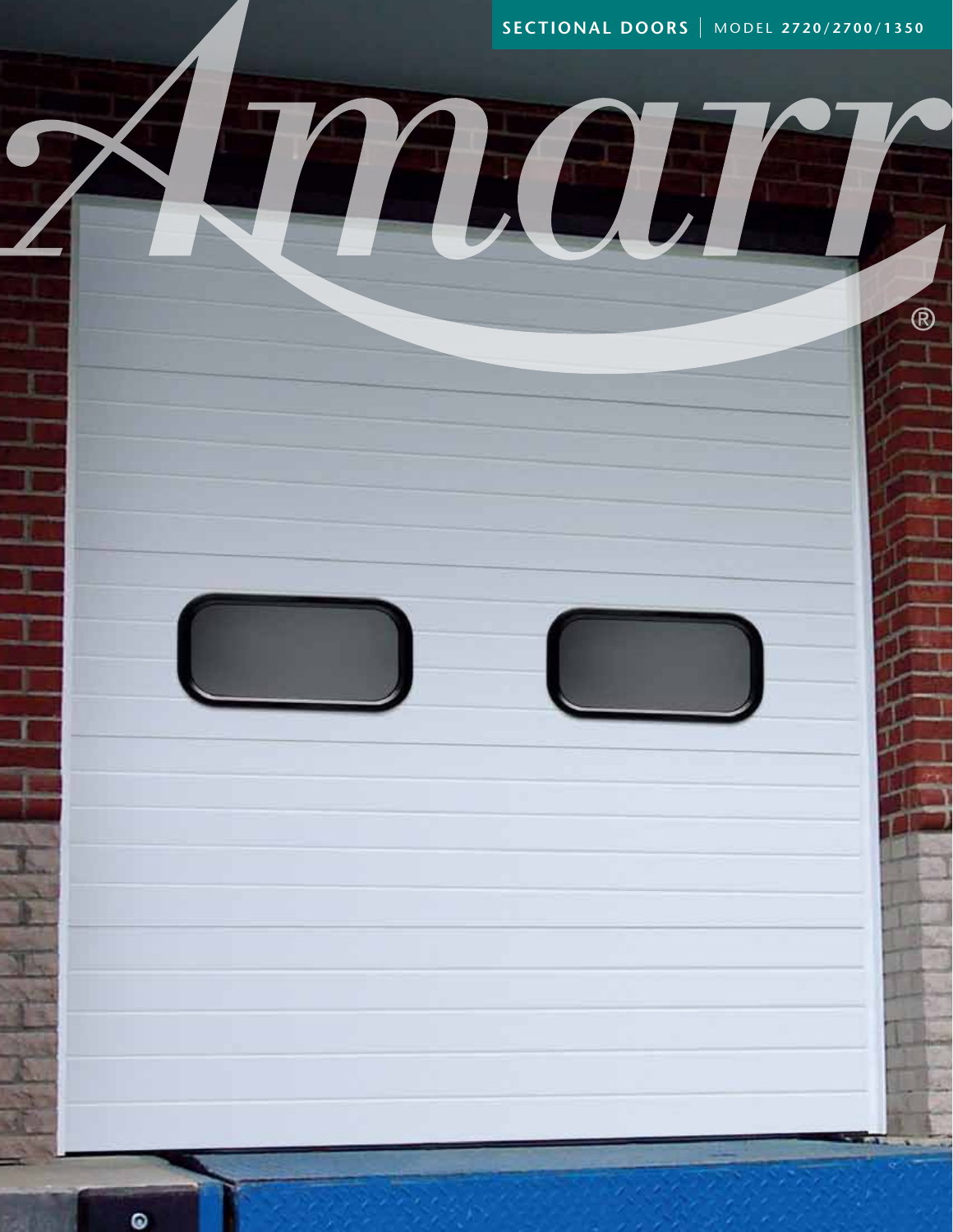**SECTIONAL DOORS** | MODEL **2720/2700/1350**

# Amarr®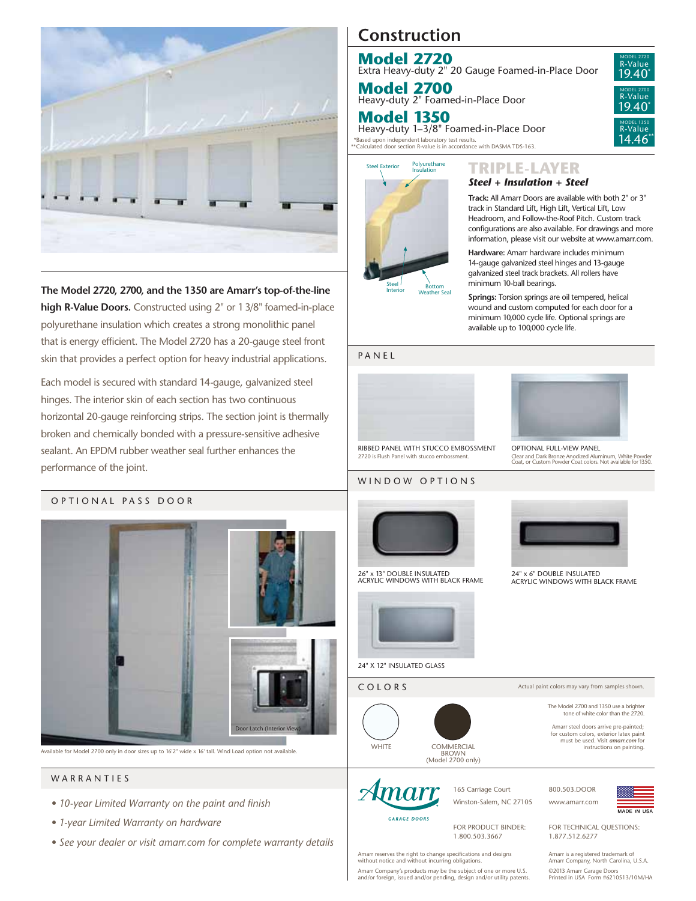**The Model 2720, 2700, and the 1350 are Amarr's top-of-the-line high R-Value Doors.** Constructed using 2" or 1 3/8" foamed-in-place polyurethane insulation which creates a strong monolithic panel that is energy efficient. The Model 2720 has a 20-gauge steel front skin that provides a perfect option for heavy industrial applications.

Each model is secured with standard 14-gauge, galvanized steel hinges. The interior skin of each section has two continuous horizontal 20-gauge reinforcing strips. The section joint is thermally broken and chemically bonded with a pressure-sensitive adhesive sealant. An EPDM rubber weather seal further enhances the performance of the joint.

## OPTIONAL PASS DOOR

Door Latch (Interior View)

Available for Model 2700 only in door sizes up to 16'2" wide x 16' tall. Wind Load option not available.

## WARRANTIES

- *10-year Limited Warranty on the paint and finish*
- *1-year Limited Warranty on hardware*
- *See your dealer or visit amarr.com for complete warranty details*

# Construction

## Model 2720
Extra Heavy-duty 2" 20 Gauge Foamed-in-Place Door

MODEL 2720 R-Value 19.40*

## Model 2700
Heavy-duty 2" Foamed-in-Place Door

MODEL 2700 R-Value 19.40*

## Model 1350
Heavy-duty 1–3/8" Foamed-in-Place Door

MODEL 1350 R-Value 14.46**

*Based upon independent laboratory test results.
**Calculated door section R-value is in accordance with DASMA TDS-163.

Steel Exterior
Polyurethane Insulation
Steel Interior
Bottom Weather Seal

## TRIPLE-LAYER
***Steel + Insulation + Steel***

**Track:** All Amarr Doors are available with both 2" or 3" track in Standard Lift, High Lift, Vertical Lift, Low Headroom, and Follow-the-Roof Pitch. Custom track configurations are also available. For drawings and more information, please visit our website at www.amarr.com.

**Hardware:** Amarr hardware includes minimum 14-gauge galvanized steel hinges and 13-gauge galvanized steel track brackets. All rollers have minimum 10-ball bearings.

**Springs:** Torsion springs are oil tempered, helical wound and custom computed for each door for a minimum 10,000 cycle life. Optional springs are available up to 100,000 cycle life.

## PANEL

RIBBED PANEL WITH STUCCO EMBOSSMENT
2720 is Flush Panel with stucco embossment.

OPTIONAL FULL-VIEW PANEL
Clear and Dark Bronze Anodized Aluminum, White Powder Coat, or Custom Powder Coat colors. Not available for 1350.

## WINDOW OPTIONS

26" x 13" DOUBLE INSULATED ACRYLIC WINDOWS WITH BLACK FRAME

24" x 6" DOUBLE INSULATED ACRYLIC WINDOWS WITH BLACK FRAME

24" X 12" INSULATED GLASS

## COLORS

Actual paint colors may vary from samples shown.

WHITE

COMMERCIAL BROWN (Model 2700 only)

The Model 2700 and 1350 use a brighter tone of white color than the 2720.

Amarr steel doors arrive pre-painted; for custom colors, exterior latex paint must be used. Visit *amarr.com* for instructions on painting.

Amarr GARAGE DOORS

165 Carriage Court
Winston-Salem, NC 27105

800.503.DOOR
www.amarr.com

MADE IN USA

FOR PRODUCT BINDER:
1.800.503.3667

FOR TECHNICAL QUESTIONS:
1.877.512.6277

Amarr reserves the right to change specifications and designs without notice and without incurring obligations.

Amarr Company's products may be the subject of one or more U.S. and/or foreign, issued and/or pending, design and/or utility patents.

Amarr is a registered trademark of Amarr Company, North Carolina, U.S.A.

©2013 Amarr Garage Doors
Printed in USA Form #6210513/10M/HA